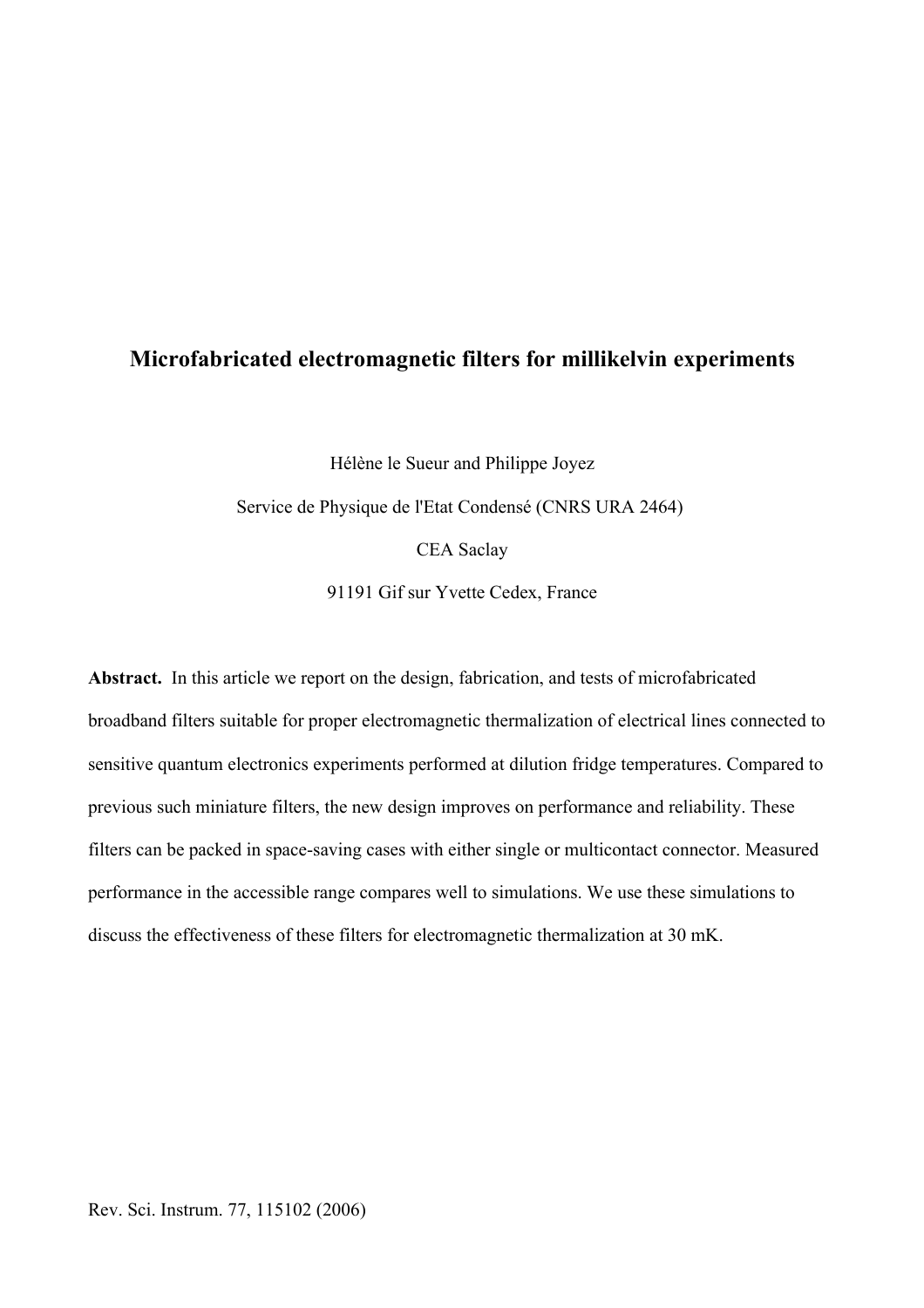# Microfabricated electromagnetic filters for millikelvin experiments

Hélène le Sueur and Philippe Joyez

Service de Physique de l'Etat Condensé (CNRS URA 2464)

CEA Saclay

91191 Gif sur Yvette Cedex, France

**Abstract.** In this article we report on the design, fabrication, and tests of microfabricated broadband filters suitable for proper electromagnetic thermalization of electrical lines connected to sensitive quantum electronics experiments performed at dilution fridge temperatures. Compared to previous such miniature filters, the new design improves on performance and reliability. These filters can be packed in space-saving cases with either single or multicontact connector. Measured performance in the accessible range compares well to simulations. We use these simulations to discuss the effectiveness of these filters for electromagnetic thermalization at 30 mK.

Rev. Sci. Instrum. 77, 115102 (2006)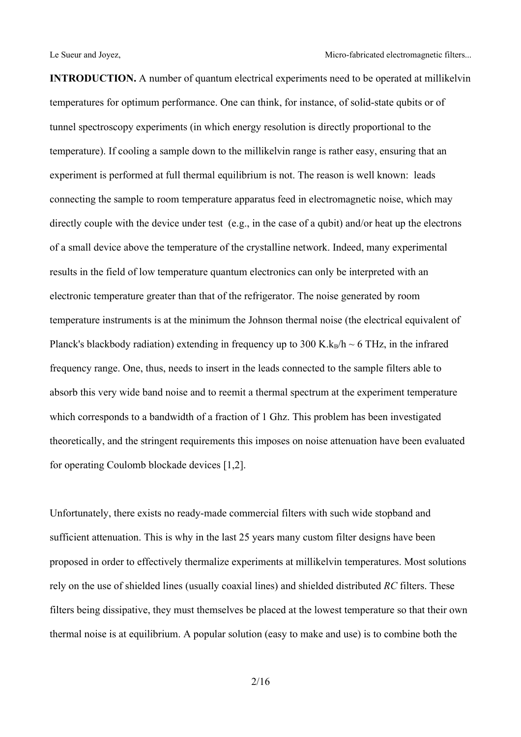**INTRODUCTION.** A number of quantum electrical experiments need to be operated at millikelvin temperatures for optimum performance. One can think, for instance, of solid-state qubits or of tunnel spectroscopy experiments (in which energy resolution is directly proportional to the temperature). If cooling a sample down to the millikelvin range is rather easy, ensuring that an experiment is performed at full thermal equilibrium is not. The reason is well known: leads connecting the sample to room temperature apparatus feed in electromagnetic noise, which may directly couple with the device under test (e.g., in the case of a qubit) and/or heat up the electrons of a small device above the temperature of the crystalline network. Indeed, many experimental results in the field of low temperature quantum electronics can only be interpreted with an electronic temperature greater than that of the refrigerator. The noise generated by room temperature instruments is at the minimum the Johnson thermal noise (the electrical equivalent of Planck's blackbody radiation) extending in frequency up to 300 K.$k_B/h \sim 6$ THz, in the infrared frequency range. One, thus, needs to insert in the leads connected to the sample filters able to absorb this very wide band noise and to reemit a thermal spectrum at the experiment temperature which corresponds to a bandwidth of a fraction of 1 Ghz. This problem has been investigated theoretically, and the stringent requirements this imposes on noise attenuation have been evaluated for operating Coulomb blockade devices [1,2].

Unfortunately, there exists no ready-made commercial filters with such wide stopband and sufficient attenuation. This is why in the last 25 years many custom filter designs have been proposed in order to effectively thermalize experiments at millikelvin temperatures. Most solutions rely on the use of shielded lines (usually coaxial lines) and shielded distributed *RC* filters. These filters being dissipative, they must themselves be placed at the lowest temperature so that their own thermal noise is at equilibrium. A popular solution (easy to make and use) is to combine both the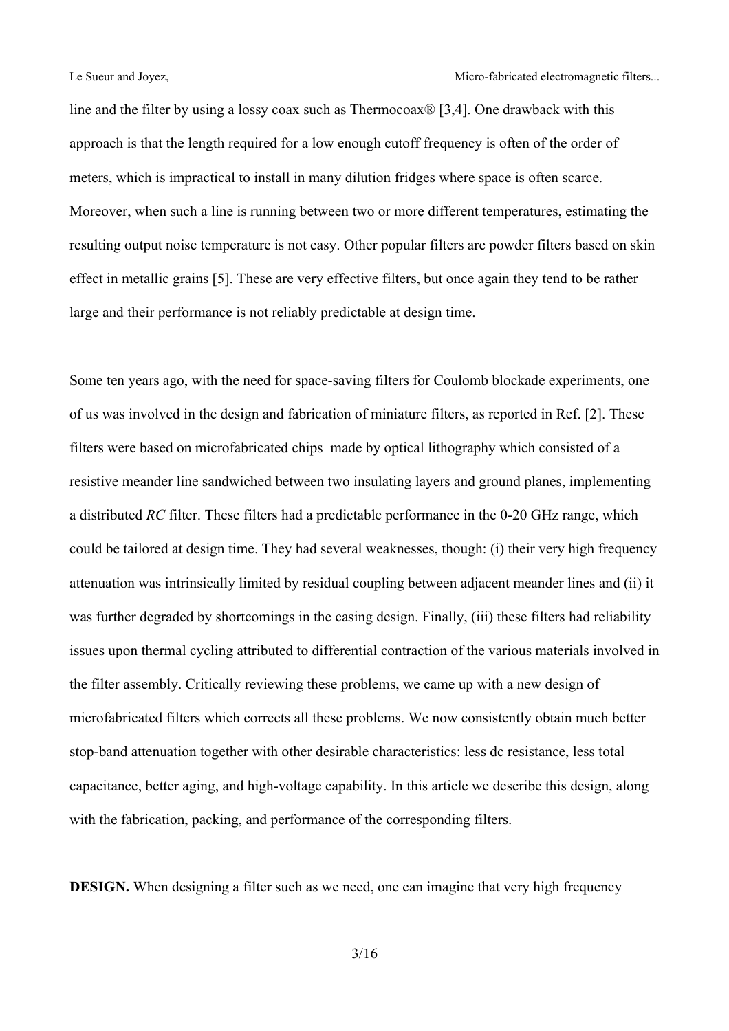line and the filter by using a lossy coax such as Thermocoax® [3,4]. One drawback with this approach is that the length required for a low enough cutoff frequency is often of the order of meters, which is impractical to install in many dilution fridges where space is often scarce. Moreover, when such a line is running between two or more different temperatures, estimating the resulting output noise temperature is not easy. Other popular filters are powder filters based on skin effect in metallic grains [5]. These are very effective filters, but once again they tend to be rather large and their performance is not reliably predictable at design time.

Some ten years ago, with the need for space-saving filters for Coulomb blockade experiments, one of us was involved in the design and fabrication of miniature filters, as reported in Ref. [2]. These filters were based on microfabricated chips made by optical lithography which consisted of a resistive meander line sandwiched between two insulating layers and ground planes, implementing a distributed *RC* filter. These filters had a predictable performance in the 0-20 GHz range, which could be tailored at design time. They had several weaknesses, though: (i) their very high frequency attenuation was intrinsically limited by residual coupling between adjacent meander lines and (ii) it was further degraded by shortcomings in the casing design. Finally, (iii) these filters had reliability issues upon thermal cycling attributed to differential contraction of the various materials involved in the filter assembly. Critically reviewing these problems, we came up with a new design of microfabricated filters which corrects all these problems. We now consistently obtain much better stop-band attenuation together with other desirable characteristics: less dc resistance, less total capacitance, better aging, and high-voltage capability. In this article we describe this design, along with the fabrication, packing, and performance of the corresponding filters.

**DESIGN.** When designing a filter such as we need, one can imagine that very high frequency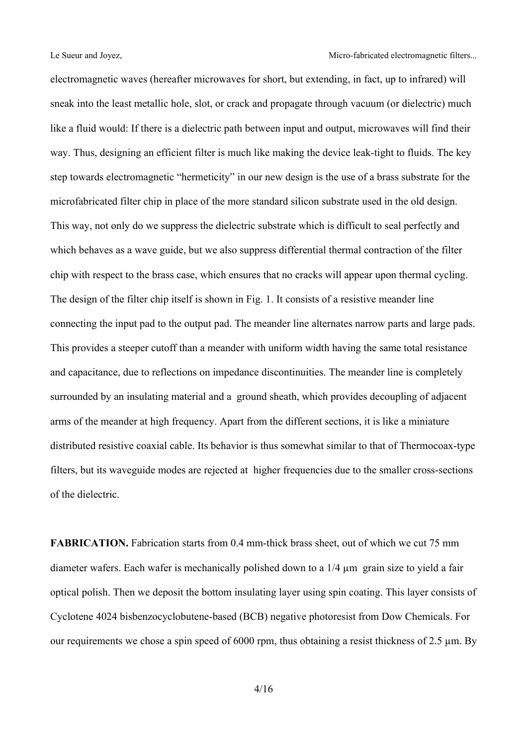electromagnetic waves (hereafter microwaves for short, but extending, in fact, up to infrared) will sneak into the least metallic hole, slot, or crack and propagate through vacuum (or dielectric) much like a fluid would: If there is a dielectric path between input and output, microwaves will find their way. Thus, designing an efficient filter is much like making the device leak-tight to fluids. The key step towards electromagnetic "hermeticity" in our new design is the use of a brass substrate for the microfabricated filter chip in place of the more standard silicon substrate used in the old design. This way, not only do we suppress the dielectric substrate which is difficult to seal perfectly and which behaves as a wave guide, but we also suppress differential thermal contraction of the filter chip with respect to the brass case, which ensures that no cracks will appear upon thermal cycling. The design of the filter chip itself is shown in Fig. 1. It consists of a resistive meander line connecting the input pad to the output pad. The meander line alternates narrow parts and large pads. This provides a steeper cutoff than a meander with uniform width having the same total resistance and capacitance, due to reflections on impedance discontinuities. The meander line is completely surrounded by an insulating material and a ground sheath, which provides decoupling of adjacent arms of the meander at high frequency. Apart from the different sections, it is like a miniature distributed resistive coaxial cable. Its behavior is thus somewhat similar to that of Thermocoax-type filters, but its waveguide modes are rejected at higher frequencies due to the smaller cross-sections of the dielectric.

**FABRICATION.** Fabrication starts from 0.4 mm-thick brass sheet, out of which we cut 75 mm diameter wafers. Each wafer is mechanically polished down to a 1/4 µm grain size to yield a fair optical polish. Then we deposit the bottom insulating layer using spin coating. This layer consists of Cyclotene 4024 bisbenzocyclobutene-based (BCB) negative photoresist from Dow Chemicals. For our requirements we chose a spin speed of 6000 rpm, thus obtaining a resist thickness of 2.5 µm. By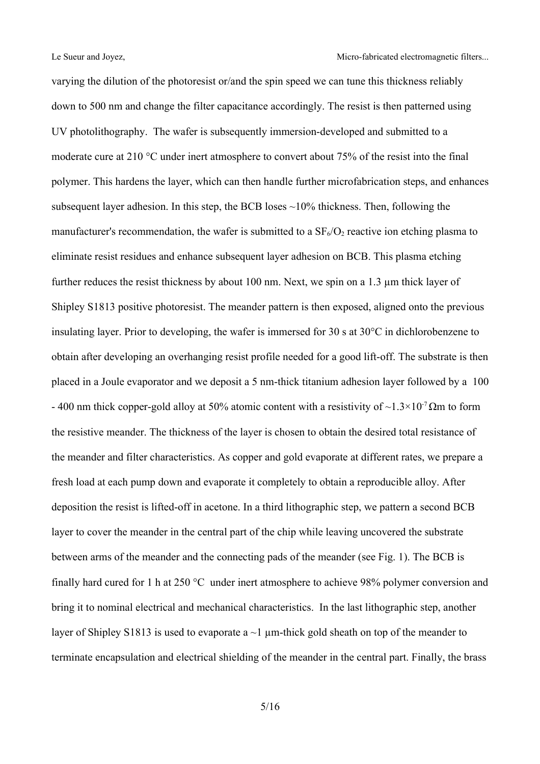varying the dilution of the photoresist or/and the spin speed we can tune this thickness reliably down to 500 nm and change the filter capacitance accordingly. The resist is then patterned using UV photolithography. The wafer is subsequently immersion-developed and submitted to a moderate cure at 210 °C under inert atmosphere to convert about 75% of the resist into the final polymer. This hardens the layer, which can then handle further microfabrication steps, and enhances subsequent layer adhesion. In this step, the BCB loses ~10% thickness. Then, following the manufacturer's recommendation, the wafer is submitted to a $SF_6/O_2$ reactive ion etching plasma to eliminate resist residues and enhance subsequent layer adhesion on BCB. This plasma etching further reduces the resist thickness by about 100 nm. Next, we spin on a 1.3 µm thick layer of Shipley S1813 positive photoresist. The meander pattern is then exposed, aligned onto the previous insulating layer. Prior to developing, the wafer is immersed for 30 s at 30°C in dichlorobenzene to obtain after developing an overhanging resist profile needed for a good lift-off. The substrate is then placed in a Joule evaporator and we deposit a 5 nm-thick titanium adhesion layer followed by a 100 - 400 nm thick copper-gold alloy at 50% atomic content with a resistivity of $\sim 1.3\times10^{-7}\,\Omega$m to form the resistive meander. The thickness of the layer is chosen to obtain the desired total resistance of the meander and filter characteristics. As copper and gold evaporate at different rates, we prepare a fresh load at each pump down and evaporate it completely to obtain a reproducible alloy. After deposition the resist is lifted-off in acetone. In a third lithographic step, we pattern a second BCB layer to cover the meander in the central part of the chip while leaving uncovered the substrate between arms of the meander and the connecting pads of the meander (see Fig. 1). The BCB is finally hard cured for 1 h at 250 °C under inert atmosphere to achieve 98% polymer conversion and bring it to nominal electrical and mechanical characteristics. In the last lithographic step, another layer of Shipley S1813 is used to evaporate a ~1 µm-thick gold sheath on top of the meander to terminate encapsulation and electrical shielding of the meander in the central part. Finally, the brass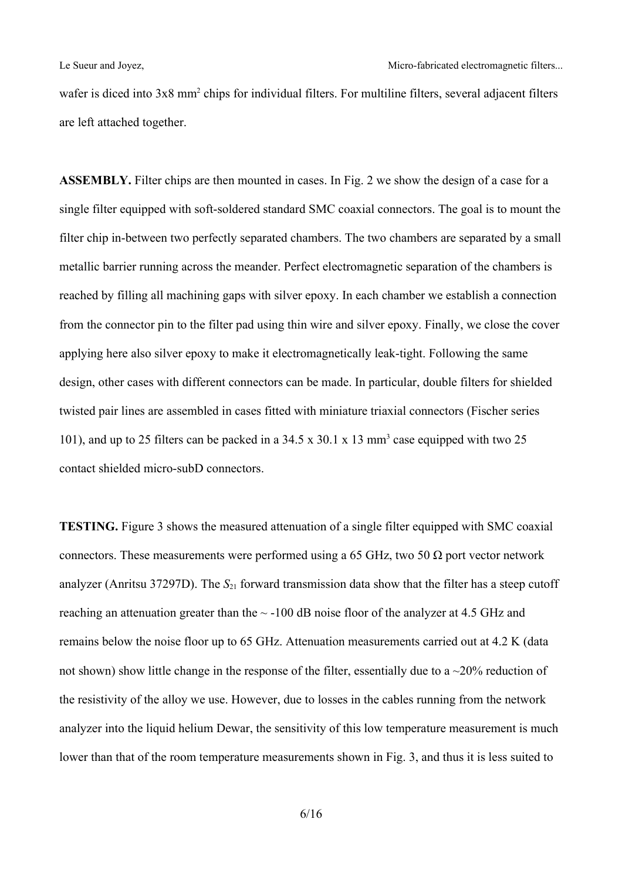wafer is diced into 3x8 mm$^2$ chips for individual filters. For multiline filters, several adjacent filters are left attached together.

**ASSEMBLY.** Filter chips are then mounted in cases. In Fig. 2 we show the design of a case for a single filter equipped with soft-soldered standard SMC coaxial connectors. The goal is to mount the filter chip in-between two perfectly separated chambers. The two chambers are separated by a small metallic barrier running across the meander. Perfect electromagnetic separation of the chambers is reached by filling all machining gaps with silver epoxy. In each chamber we establish a connection from the connector pin to the filter pad using thin wire and silver epoxy. Finally, we close the cover applying here also silver epoxy to make it electromagnetically leak-tight. Following the same design, other cases with different connectors can be made. In particular, double filters for shielded twisted pair lines are assembled in cases fitted with miniature triaxial connectors (Fischer series 101), and up to 25 filters can be packed in a 34.5 x 30.1 x 13 mm$^3$ case equipped with two 25 contact shielded micro-subD connectors.

**TESTING.** Figure 3 shows the measured attenuation of a single filter equipped with SMC coaxial connectors. These measurements were performed using a 65 GHz, two 50 Ω port vector network analyzer (Anritsu 37297D). The $S_{21}$ forward transmission data show that the filter has a steep cutoff reaching an attenuation greater than the ~ -100 dB noise floor of the analyzer at 4.5 GHz and remains below the noise floor up to 65 GHz. Attenuation measurements carried out at 4.2 K (data not shown) show little change in the response of the filter, essentially due to a ~20% reduction of the resistivity of the alloy we use. However, due to losses in the cables running from the network analyzer into the liquid helium Dewar, the sensitivity of this low temperature measurement is much lower than that of the room temperature measurements shown in Fig. 3, and thus it is less suited to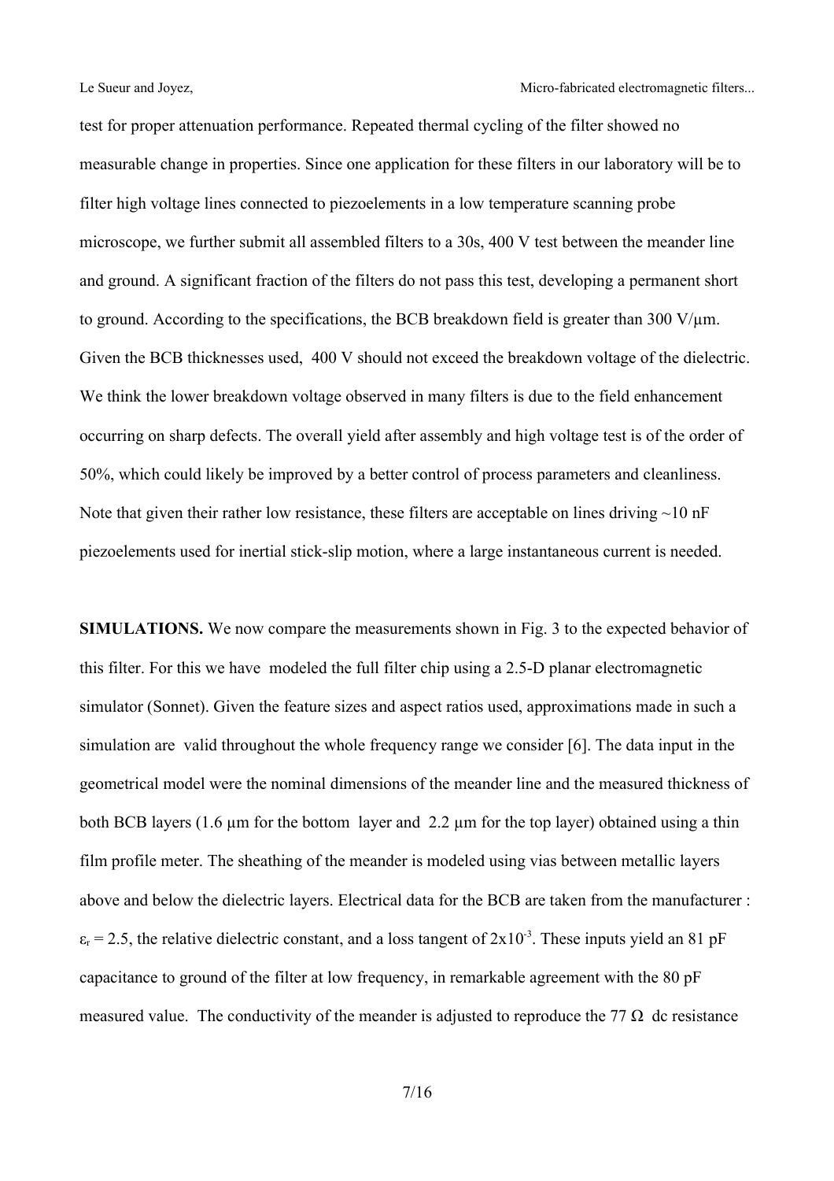test for proper attenuation performance. Repeated thermal cycling of the filter showed no measurable change in properties. Since one application for these filters in our laboratory will be to filter high voltage lines connected to piezoelements in a low temperature scanning probe microscope, we further submit all assembled filters to a 30s, 400 V test between the meander line and ground. A significant fraction of the filters do not pass this test, developing a permanent short to ground. According to the specifications, the BCB breakdown field is greater than 300 V/µm. Given the BCB thicknesses used, 400 V should not exceed the breakdown voltage of the dielectric. We think the lower breakdown voltage observed in many filters is due to the field enhancement occurring on sharp defects. The overall yield after assembly and high voltage test is of the order of 50%, which could likely be improved by a better control of process parameters and cleanliness. Note that given their rather low resistance, these filters are acceptable on lines driving ~10 nF piezoelements used for inertial stick-slip motion, where a large instantaneous current is needed.

**SIMULATIONS.** We now compare the measurements shown in Fig. 3 to the expected behavior of this filter. For this we have modeled the full filter chip using a 2.5-D planar electromagnetic simulator (Sonnet). Given the feature sizes and aspect ratios used, approximations made in such a simulation are valid throughout the whole frequency range we consider [6]. The data input in the geometrical model were the nominal dimensions of the meander line and the measured thickness of both BCB layers (1.6 µm for the bottom layer and 2.2 µm for the top layer) obtained using a thin film profile meter. The sheathing of the meander is modeled using vias between metallic layers above and below the dielectric layers. Electrical data for the BCB are taken from the manufacturer : $\varepsilon_r = 2.5$, the relative dielectric constant, and a loss tangent of $2 \times 10^{-3}$. These inputs yield an 81 pF capacitance to ground of the filter at low frequency, in remarkable agreement with the 80 pF measured value. The conductivity of the meander is adjusted to reproduce the 77 Ω dc resistance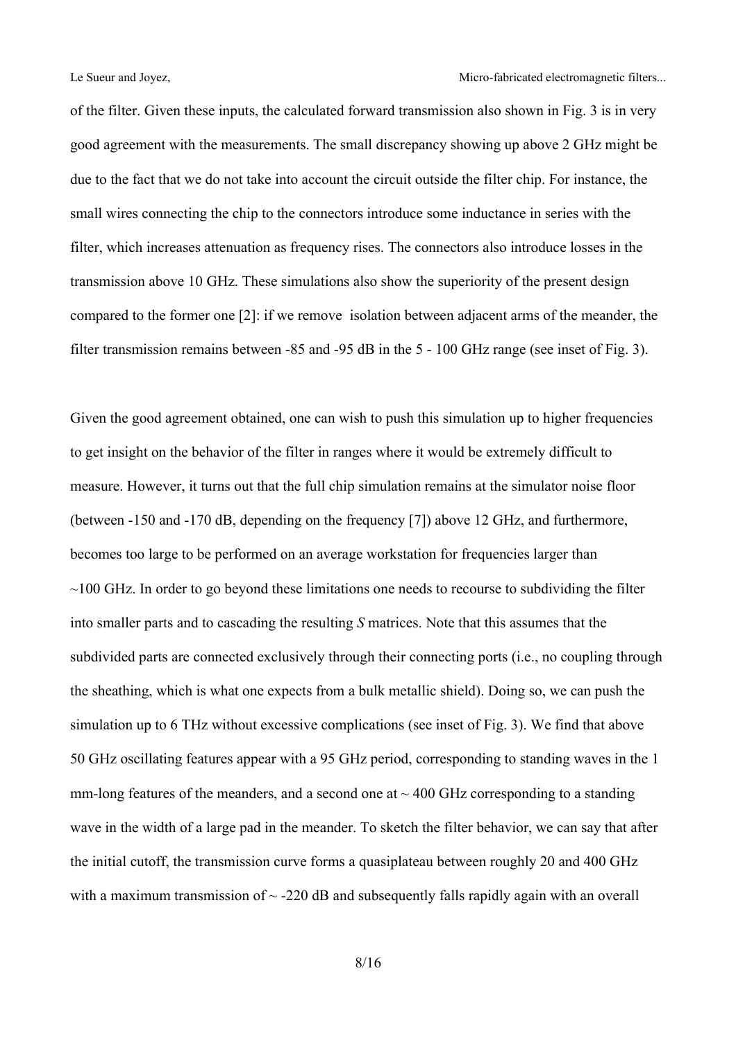of the filter. Given these inputs, the calculated forward transmission also shown in Fig. 3 is in very good agreement with the measurements. The small discrepancy showing up above 2 GHz might be due to the fact that we do not take into account the circuit outside the filter chip. For instance, the small wires connecting the chip to the connectors introduce some inductance in series with the filter, which increases attenuation as frequency rises. The connectors also introduce losses in the transmission above 10 GHz. These simulations also show the superiority of the present design compared to the former one [2]: if we remove isolation between adjacent arms of the meander, the filter transmission remains between -85 and -95 dB in the 5 - 100 GHz range (see inset of Fig. 3).

Given the good agreement obtained, one can wish to push this simulation up to higher frequencies to get insight on the behavior of the filter in ranges where it would be extremely difficult to measure. However, it turns out that the full chip simulation remains at the simulator noise floor (between -150 and -170 dB, depending on the frequency [7]) above 12 GHz, and furthermore, becomes too large to be performed on an average workstation for frequencies larger than ~100 GHz. In order to go beyond these limitations one needs to recourse to subdividing the filter into smaller parts and to cascading the resulting *S* matrices. Note that this assumes that the subdivided parts are connected exclusively through their connecting ports (i.e., no coupling through the sheathing, which is what one expects from a bulk metallic shield). Doing so, we can push the simulation up to 6 THz without excessive complications (see inset of Fig. 3). We find that above 50 GHz oscillating features appear with a 95 GHz period, corresponding to standing waves in the 1 mm-long features of the meanders, and a second one at ~ 400 GHz corresponding to a standing wave in the width of a large pad in the meander. To sketch the filter behavior, we can say that after the initial cutoff, the transmission curve forms a quasiplateau between roughly 20 and 400 GHz with a maximum transmission of ~ -220 dB and subsequently falls rapidly again with an overall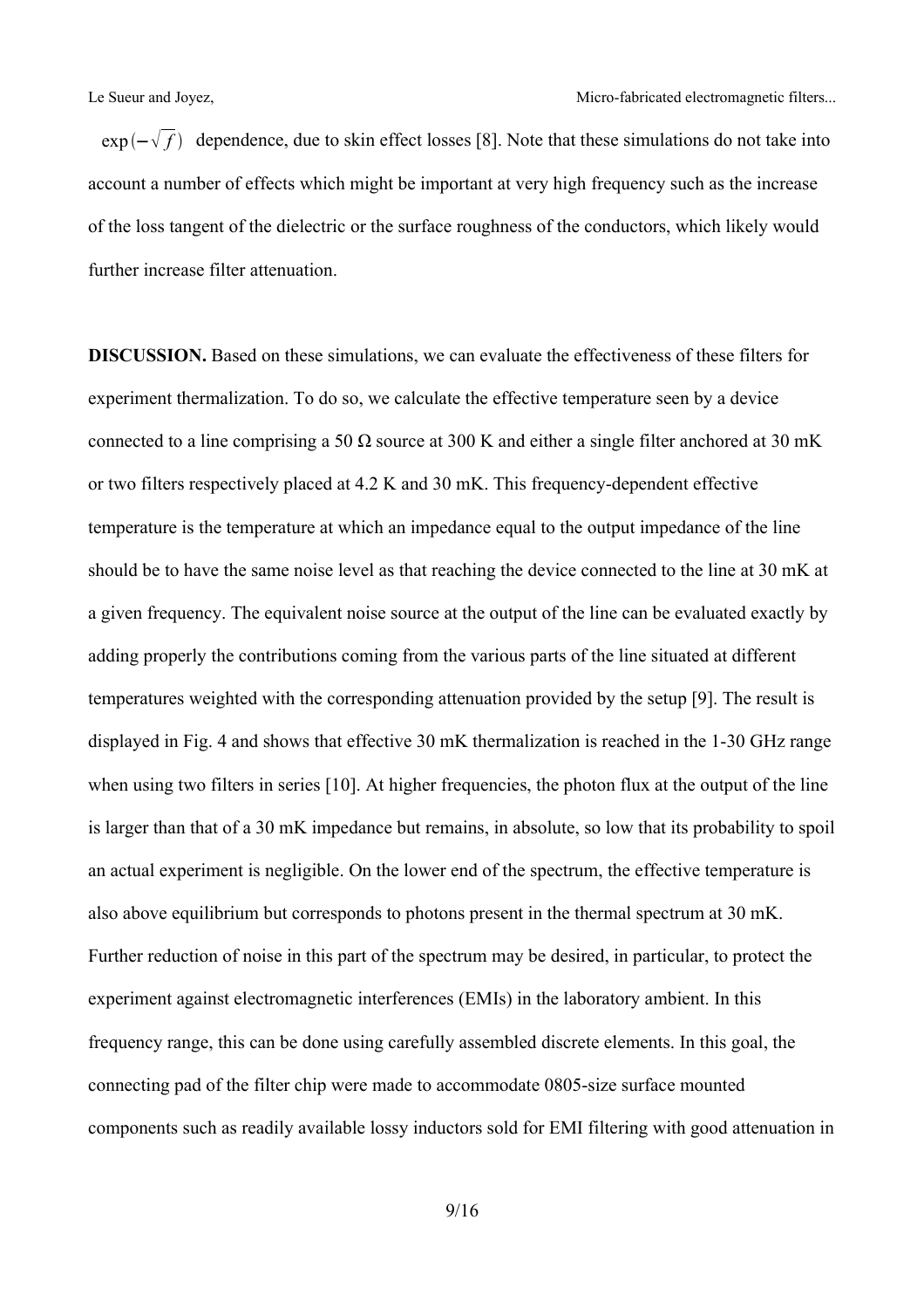$\exp(-\sqrt{f})$ dependence, due to skin effect losses [8]. Note that these simulations do not take into account a number of effects which might be important at very high frequency such as the increase of the loss tangent of the dielectric or the surface roughness of the conductors, which likely would further increase filter attenuation.

**DISCUSSION.** Based on these simulations, we can evaluate the effectiveness of these filters for experiment thermalization. To do so, we calculate the effective temperature seen by a device connected to a line comprising a 50 Ω source at 300 K and either a single filter anchored at 30 mK or two filters respectively placed at 4.2 K and 30 mK. This frequency-dependent effective temperature is the temperature at which an impedance equal to the output impedance of the line should be to have the same noise level as that reaching the device connected to the line at 30 mK at a given frequency. The equivalent noise source at the output of the line can be evaluated exactly by adding properly the contributions coming from the various parts of the line situated at different temperatures weighted with the corresponding attenuation provided by the setup [9]. The result is displayed in Fig. 4 and shows that effective 30 mK thermalization is reached in the 1-30 GHz range when using two filters in series [10]. At higher frequencies, the photon flux at the output of the line is larger than that of a 30 mK impedance but remains, in absolute, so low that its probability to spoil an actual experiment is negligible. On the lower end of the spectrum, the effective temperature is also above equilibrium but corresponds to photons present in the thermal spectrum at 30 mK. Further reduction of noise in this part of the spectrum may be desired, in particular, to protect the experiment against electromagnetic interferences (EMIs) in the laboratory ambient. In this frequency range, this can be done using carefully assembled discrete elements. In this goal, the connecting pad of the filter chip were made to accommodate 0805-size surface mounted components such as readily available lossy inductors sold for EMI filtering with good attenuation in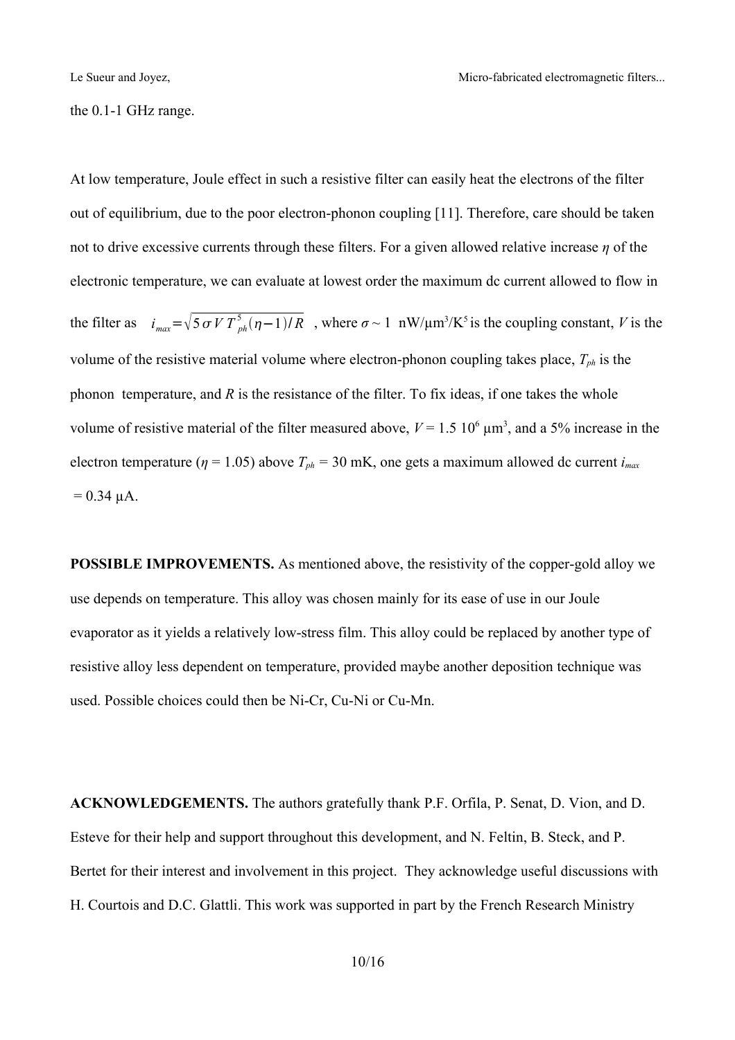the 0.1-1 GHz range.

At low temperature, Joule effect in such a resistive filter can easily heat the electrons of the filter out of equilibrium, due to the poor electron-phonon coupling [11]. Therefore, care should be taken not to drive excessive currents through these filters. For a given allowed relative increase $\eta$ of the electronic temperature, we can evaluate at lowest order the maximum dc current allowed to flow in the filter as $i_{max} = \sqrt{5\sigma V T_{ph}^5 (\eta - 1)/R}$ , where $\sigma \sim 1$ nW/μm$^3$/K$^5$ is the coupling constant, $V$ is the volume of the resistive material volume where electron-phonon coupling takes place, $T_{ph}$ is the phonon temperature, and $R$ is the resistance of the filter. To fix ideas, if one takes the whole volume of resistive material of the filter measured above, $V = 1.5\ 10^6$ μm$^3$, and a 5% increase in the electron temperature ($\eta = 1.05$) above $T_{ph} = 30$ mK, one gets a maximum allowed dc current $i_{max} = 0.34$ μA.

**POSSIBLE IMPROVEMENTS.** As mentioned above, the resistivity of the copper-gold alloy we use depends on temperature. This alloy was chosen mainly for its ease of use in our Joule evaporator as it yields a relatively low-stress film. This alloy could be replaced by another type of resistive alloy less dependent on temperature, provided maybe another deposition technique was used. Possible choices could then be Ni-Cr, Cu-Ni or Cu-Mn.

**ACKNOWLEDGEMENTS.** The authors gratefully thank P.F. Orfila, P. Senat, D. Vion, and D. Esteve for their help and support throughout this development, and N. Feltin, B. Steck, and P. Bertet for their interest and involvement in this project. They acknowledge useful discussions with H. Courtois and D.C. Glattli. This work was supported in part by the French Research Ministry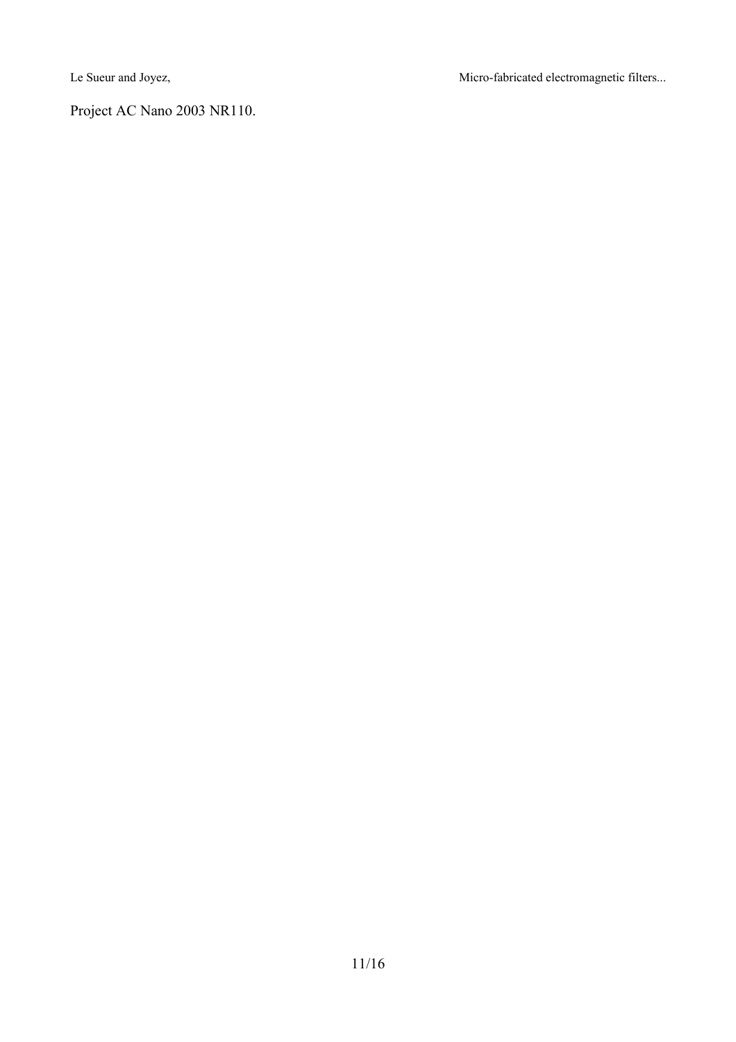Project AC Nano 2003 NR110.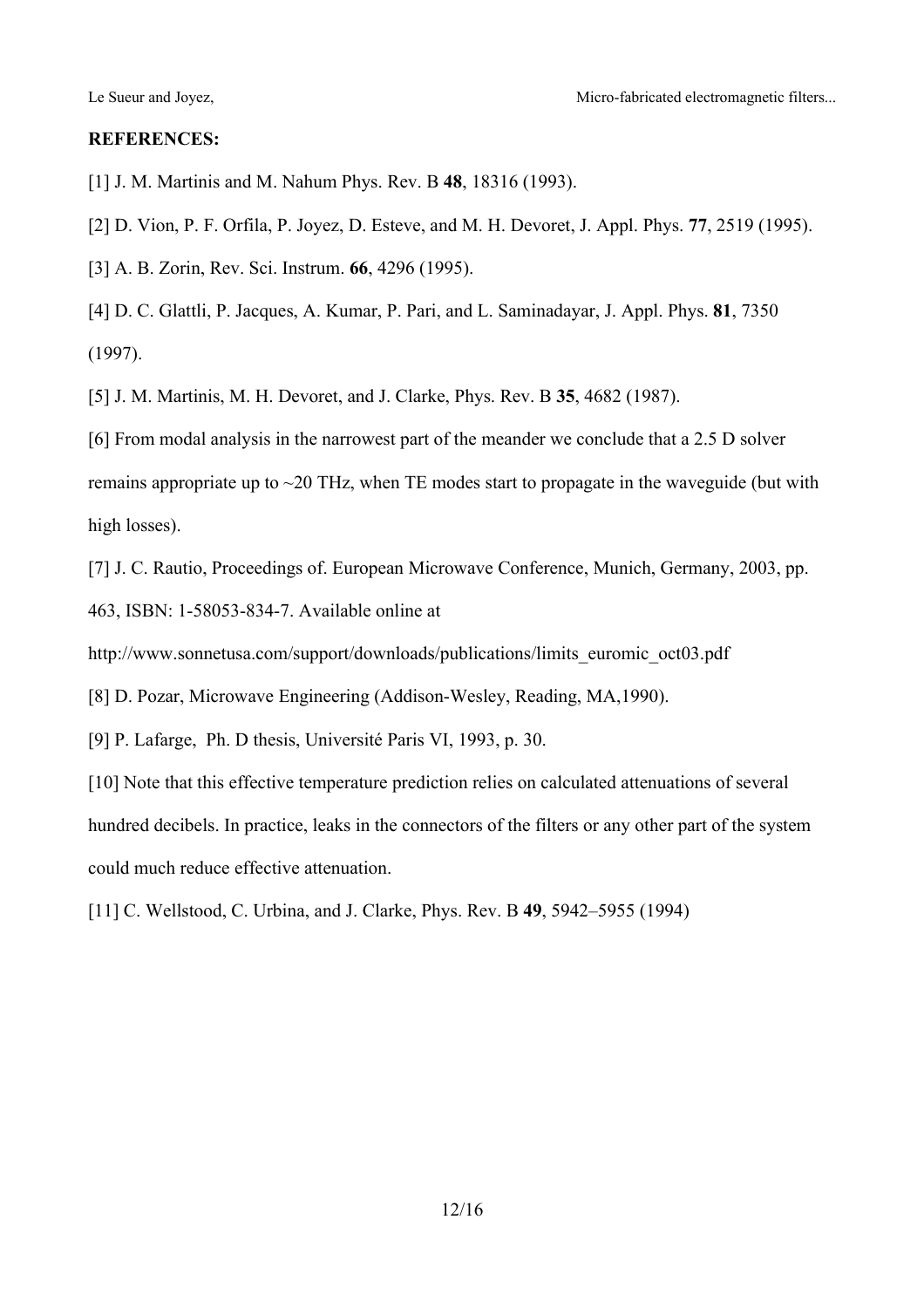**REFERENCES:**

[1] J. M. Martinis and M. Nahum Phys. Rev. B **48**, 18316 (1993).

[2] D. Vion, P. F. Orfila, P. Joyez, D. Esteve, and M. H. Devoret, J. Appl. Phys. **77**, 2519 (1995).

[3] A. B. Zorin, Rev. Sci. Instrum. **66**, 4296 (1995).

[4] D. C. Glattli, P. Jacques, A. Kumar, P. Pari, and L. Saminadayar, J. Appl. Phys. **81**, 7350 (1997).

[5] J. M. Martinis, M. H. Devoret, and J. Clarke, Phys. Rev. B **35**, 4682 (1987).

[6] From modal analysis in the narrowest part of the meander we conclude that a 2.5 D solver remains appropriate up to ~20 THz, when TE modes start to propagate in the waveguide (but with high losses).

[7] J. C. Rautio, Proceedings of. European Microwave Conference, Munich, Germany, 2003, pp. 463, ISBN: 1-58053-834-7. Available online at http://www.sonnetusa.com/support/downloads/publications/limits_euromic_oct03.pdf

[8] D. Pozar, Microwave Engineering (Addison-Wesley, Reading, MA,1990).

[9] P. Lafarge, Ph. D thesis, Université Paris VI, 1993, p. 30.

[10] Note that this effective temperature prediction relies on calculated attenuations of several hundred decibels. In practice, leaks in the connectors of the filters or any other part of the system could much reduce effective attenuation.

[11] C. Wellstood, C. Urbina, and J. Clarke, Phys. Rev. B **49**, 5942–5955 (1994)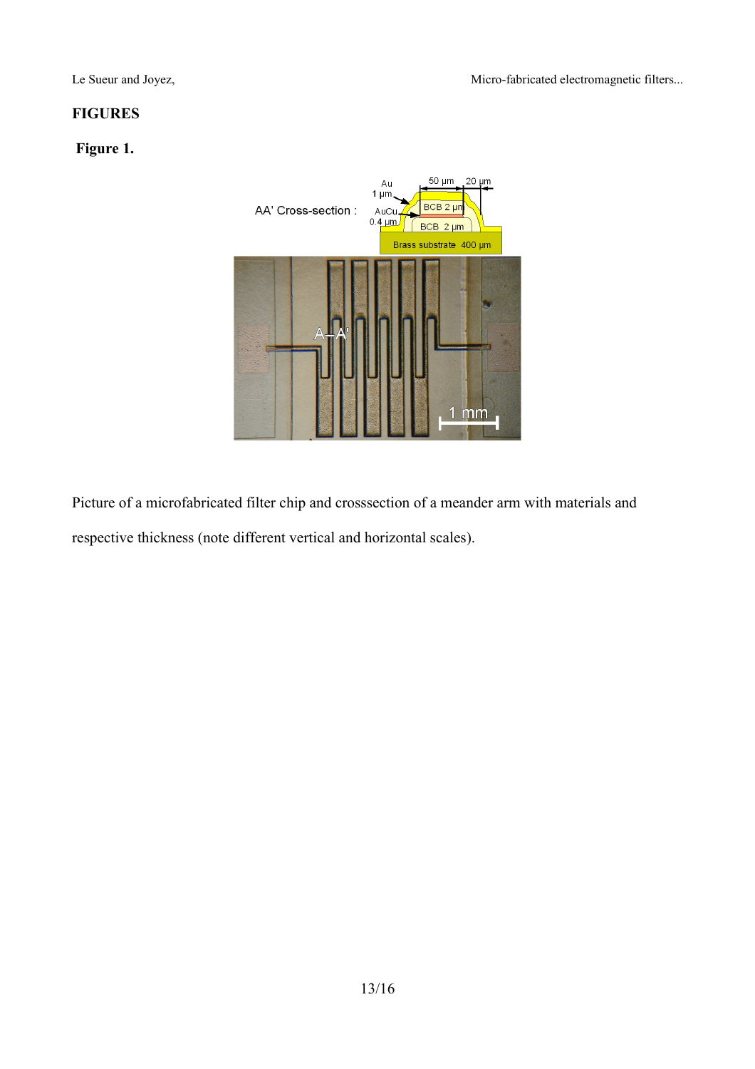**FIGURES**

**Figure 1.**

Picture of a microfabricated filter chip and crosssection of a meander arm with materials and respective thickness (note different vertical and horizontal scales).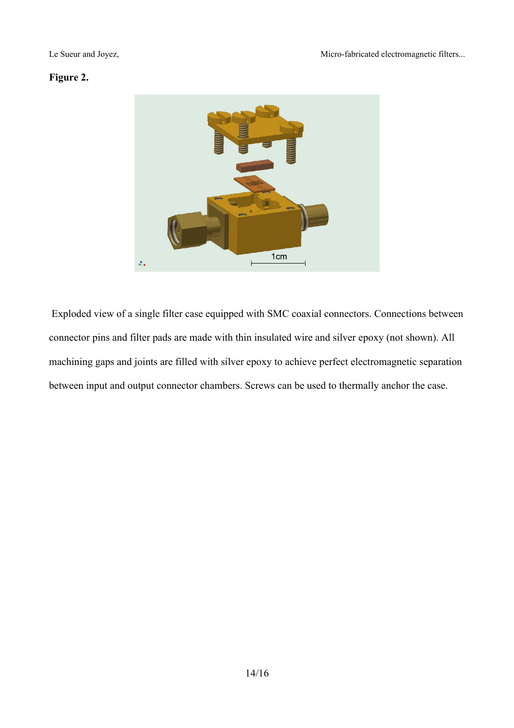**Figure 2.**

Exploded view of a single filter case equipped with SMC coaxial connectors. Connections between connector pins and filter pads are made with thin insulated wire and silver epoxy (not shown). All machining gaps and joints are filled with silver epoxy to achieve perfect electromagnetic separation between input and output connector chambers. Screws can be used to thermally anchor the case.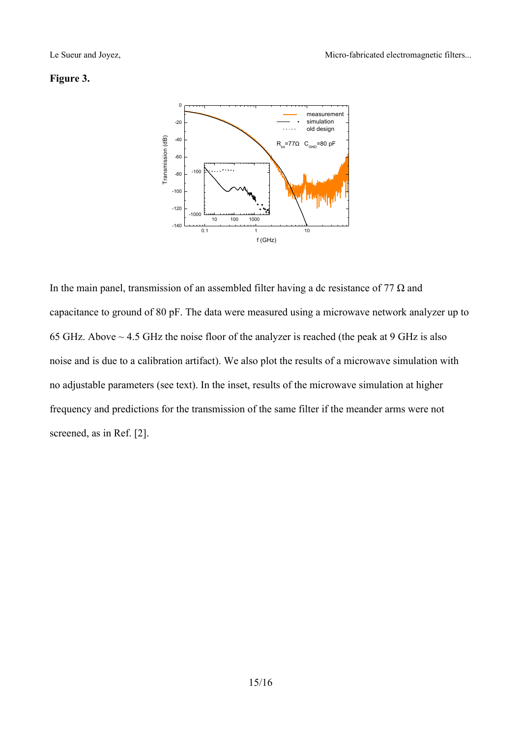**Figure 3.**

In the main panel, transmission of an assembled filter having a dc resistance of 77 Ω and capacitance to ground of 80 pF. The data were measured using a microwave network analyzer up to 65 GHz. Above ~ 4.5 GHz the noise floor of the analyzer is reached (the peak at 9 GHz is also noise and is due to a calibration artifact). We also plot the results of a microwave simulation with no adjustable parameters (see text). In the inset, results of the microwave simulation at higher frequency and predictions for the transmission of the same filter if the meander arms were not screened, as in Ref. [2].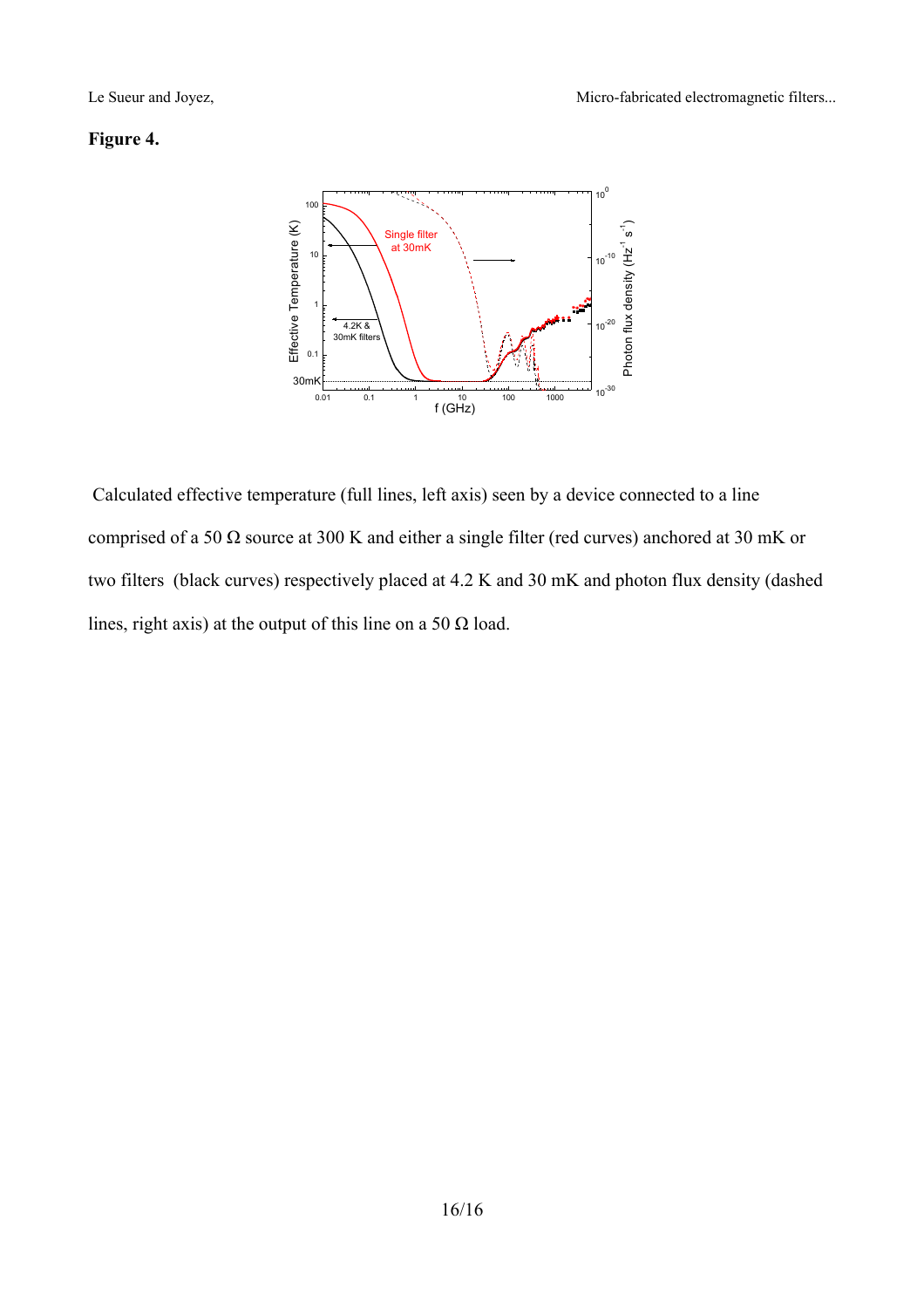**Figure 4.**

100

10

1

0.1

30mK

Effective Temperature (K)

Single filter at 30mK

4.2K & 30mK filters

0.01

0.1

1

10

100

1000

f (GHz)

$10^{0}$

$10^{-10}$

$10^{-20}$

$10^{-30}$

Photon flux density ($Hz^{-1}$ $s^{-1}$)

Calculated effective temperature (full lines, left axis) seen by a device connected to a line comprised of a 50 Ω source at 300 K and either a single filter (red curves) anchored at 30 mK or two filters (black curves) respectively placed at 4.2 K and 30 mK and photon flux density (dashed lines, right axis) at the output of this line on a 50 Ω load.